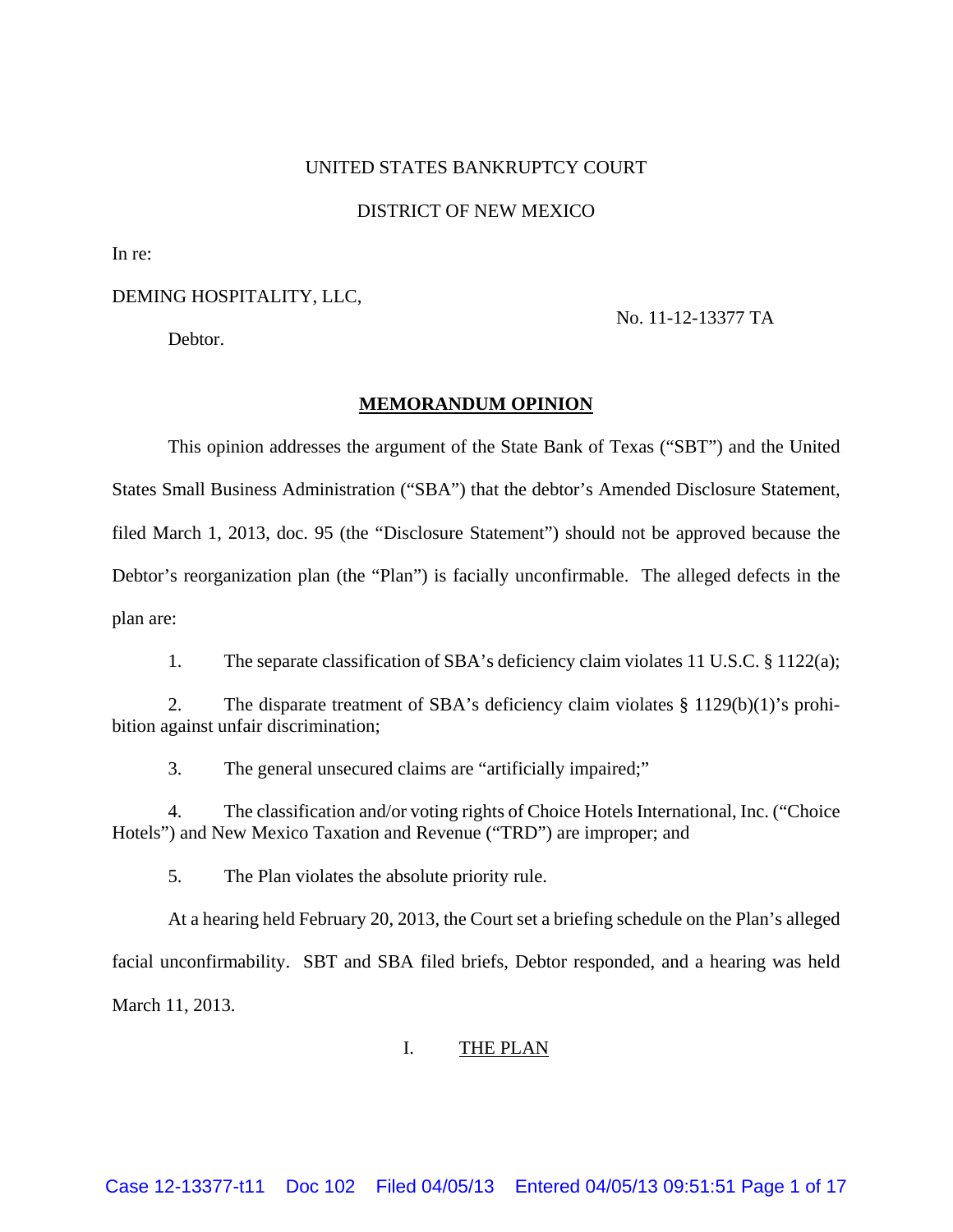UNITED STATES BANKRUPTCY COURT

DISTRICT OF NEW MEXICO

In re:

DEMING HOSPITALITY, LLC,

No. 11-12-13377 TA

Debtor.

## **MEMORANDUM OPINION**

This opinion addresses the argument of the State Bank of Texas ("SBT") and the United States Small Business Administration ("SBA") that the debtor's Amended Disclosure Statement, filed March 1, 2013, doc. 95 (the "Disclosure Statement") should not be approved because the Debtor's reorganization plan (the "Plan") is facially unconfirmable. The alleged defects in the plan are:

1. The separate classification of SBA's deficiency claim violates 11 U.S.C. § 1122(a);

2. The disparate treatment of SBA's deficiency claim violates § 1129(b)(1)'s prohibition against unfair discrimination;

3. The general unsecured claims are "artificially impaired;"

4. The classification and/or voting rights of Choice Hotels International, Inc. ("Choice Hotels") and New Mexico Taxation and Revenue ("TRD") are improper; and

5. The Plan violates the absolute priority rule.

At a hearing held February 20, 2013, the Court set a briefing schedule on the Plan's alleged facial unconfirmability. SBT and SBA filed briefs, Debtor responded, and a hearing was held March 11, 2013.

## I. THE PLAN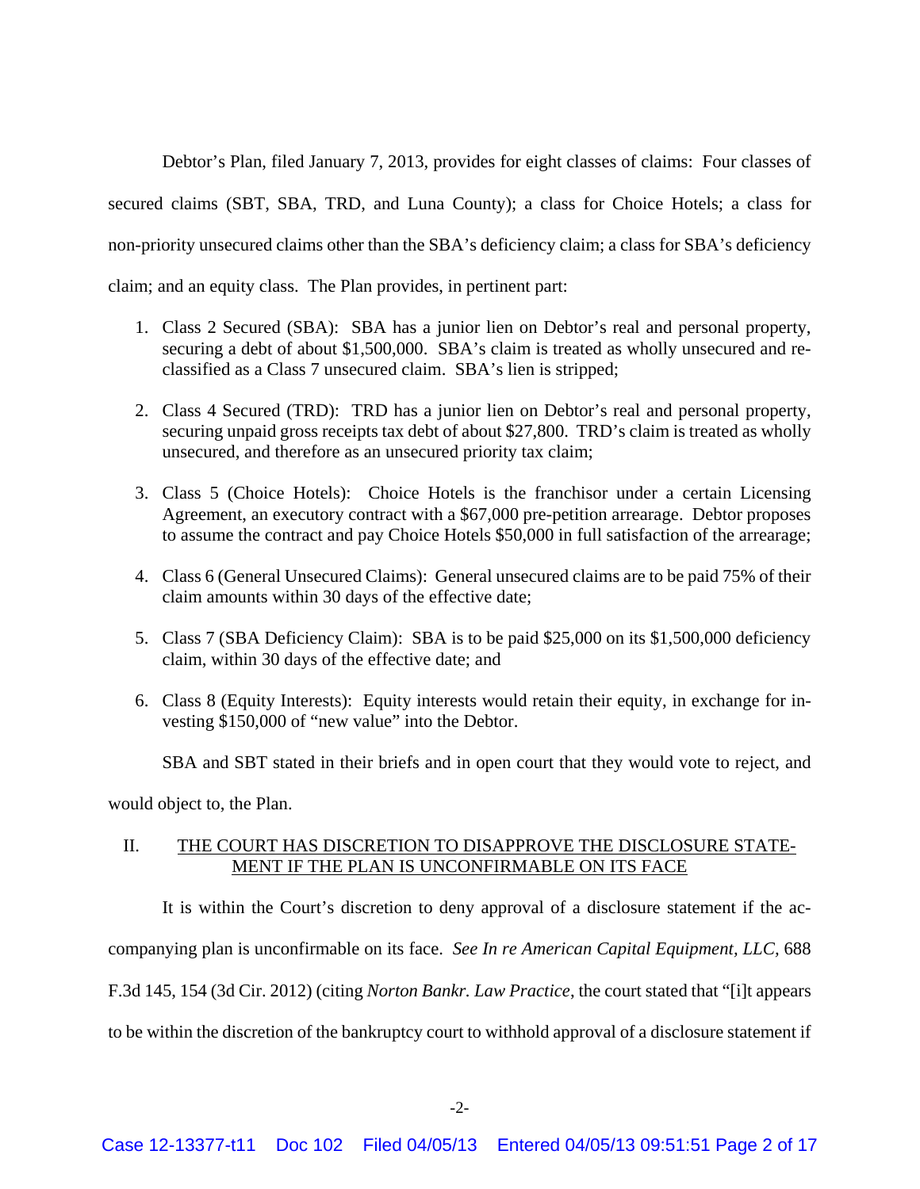Debtor's Plan, filed January 7, 2013, provides for eight classes of claims: Four classes of secured claims (SBT, SBA, TRD, and Luna County); a class for Choice Hotels; a class for non-priority unsecured claims other than the SBA's deficiency claim; a class for SBA's deficiency claim; and an equity class. The Plan provides, in pertinent part:

1. Class 2 Secured (SBA): SBA has a junior lien on Debtor's real and personal property, securing a debt of about $1,500,000. SBA's claim is treated as wholly unsecured and re-classified as a Class 7 unsecured claim. SBA's lien is stripped;

2. Class 4 Secured (TRD): TRD has a junior lien on Debtor's real and personal property, securing unpaid gross receipts tax debt of about $27,800. TRD's claim is treated as wholly unsecured, and therefore as an unsecured priority tax claim;

3. Class 5 (Choice Hotels): Choice Hotels is the franchisor under a certain Licensing Agreement, an executory contract with a $67,000 pre-petition arrearage. Debtor proposes to assume the contract and pay Choice Hotels $50,000 in full satisfaction of the arrearage;

4. Class 6 (General Unsecured Claims): General unsecured claims are to be paid 75% of their claim amounts within 30 days of the effective date;

5. Class 7 (SBA Deficiency Claim): SBA is to be paid $25,000 on its $1,500,000 deficiency claim, within 30 days of the effective date; and

6. Class 8 (Equity Interests): Equity interests would retain their equity, in exchange for investing $150,000 of "new value" into the Debtor.

SBA and SBT stated in their briefs and in open court that they would vote to reject, and would object to, the Plan.

## II. THE COURT HAS DISCRETION TO DISAPPROVE THE DISCLOSURE STATEMENT IF THE PLAN IS UNCONFIRMABLE ON ITS FACE

It is within the Court's discretion to deny approval of a disclosure statement if the accompanying plan is unconfirmable on its face. *See In re American Capital Equipment, LLC*, 688 F.3d 145, 154 (3d Cir. 2012) (citing *Norton Bankr. Law Practice*, the court stated that "[i]t appears to be within the discretion of the bankruptcy court to withhold approval of a disclosure statement if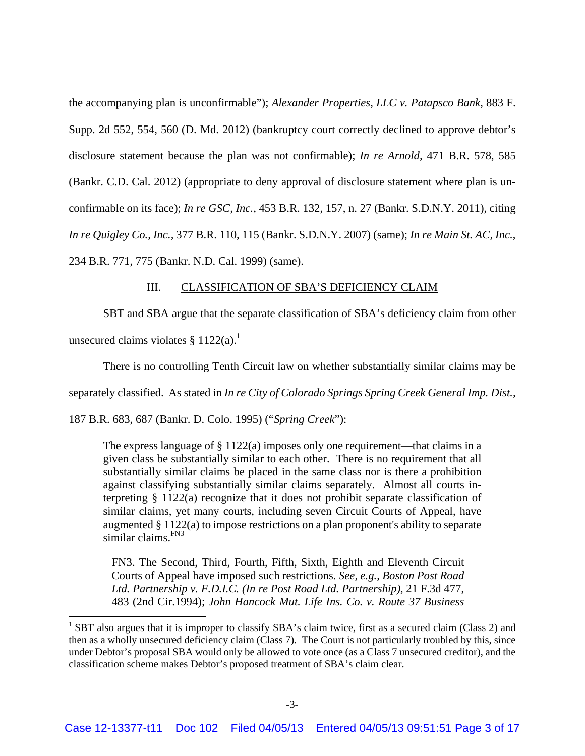the accompanying plan is unconfirmable"); *Alexander Properties, LLC v. Patapsco Bank*, 883 F. Supp. 2d 552, 554, 560 (D. Md. 2012) (bankruptcy court correctly declined to approve debtor's disclosure statement because the plan was not confirmable); *In re Arnold*, 471 B.R. 578, 585 (Bankr. C.D. Cal. 2012) (appropriate to deny approval of disclosure statement where plan is unconfirmable on its face); *In re GSC, Inc.*, 453 B.R. 132, 157, n. 27 (Bankr. S.D.N.Y. 2011), citing *In re Quigley Co., Inc.*, 377 B.R. 110, 115 (Bankr. S.D.N.Y. 2007) (same); *In re Main St. AC, Inc.*, 234 B.R. 771, 775 (Bankr. N.D. Cal. 1999) (same).

## III. CLASSIFICATION OF SBA'S DEFICIENCY CLAIM

SBT and SBA argue that the separate classification of SBA's deficiency claim from other unsecured claims violates § 1122(a).[1]

There is no controlling Tenth Circuit law on whether substantially similar claims may be separately classified. As stated in *In re City of Colorado Springs Spring Creek General Imp. Dist.*, 187 B.R. 683, 687 (Bankr. D. Colo. 1995) ("*Spring Creek*"):

> The express language of § 1122(a) imposes only one requirement—that claims in a given class be substantially similar to each other. There is no requirement that all substantially similar claims be placed in the same class nor is there a prohibition against classifying substantially similar claims separately. Almost all courts interpreting § 1122(a) recognize that it does not prohibit separate classification of similar claims, yet many courts, including seven Circuit Courts of Appeal, have augmented § 1122(a) to impose restrictions on a plan proponent's ability to separate similar claims.[FN3]
>
> FN3. The Second, Third, Fourth, Fifth, Sixth, Eighth and Eleventh Circuit Courts of Appeal have imposed such restrictions. *See, e.g.*, *Boston Post Road Ltd. Partnership v. F.D.I.C. (In re Post Road Ltd. Partnership)*, 21 F.3d 477, 483 (2nd Cir.1994); *John Hancock Mut. Life Ins. Co. v. Route 37 Business*

---

[1] SBT also argues that it is improper to classify SBA's claim twice, first as a secured claim (Class 2) and then as a wholly unsecured deficiency claim (Class 7). The Court is not particularly troubled by this, since under Debtor's proposal SBA would only be allowed to vote once (as a Class 7 unsecured creditor), and the classification scheme makes Debtor's proposed treatment of SBA's claim clear.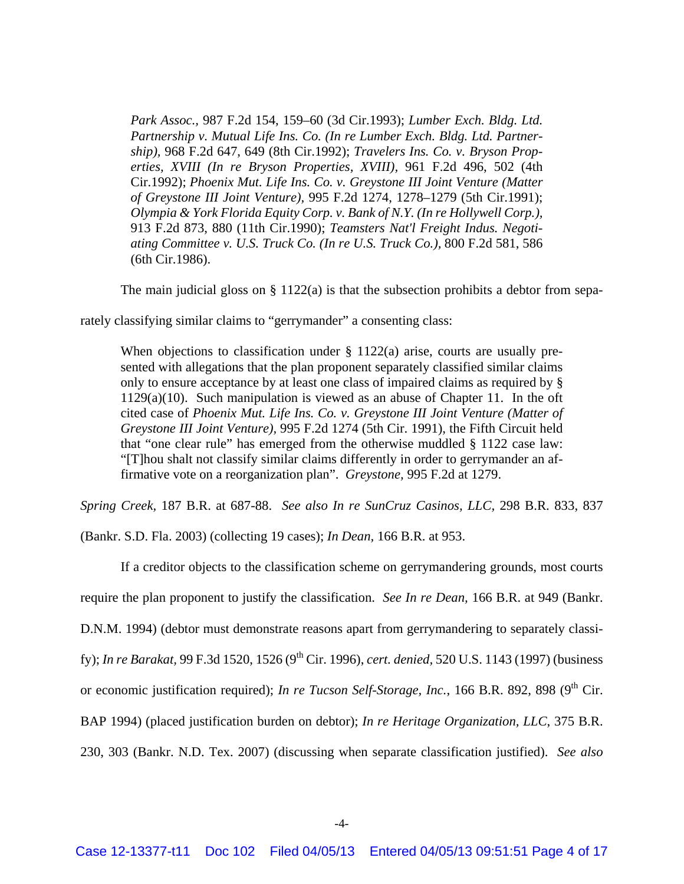> *Park Assoc.*, 987 F.2d 154, 159–60 (3d Cir.1993); *Lumber Exch. Bldg. Ltd. Partnership v. Mutual Life Ins. Co. (In re Lumber Exch. Bldg. Ltd. Partnership)*, 968 F.2d 647, 649 (8th Cir.1992); *Travelers Ins. Co. v. Bryson Properties, XVIII (In re Bryson Properties, XVIII)*, 961 F.2d 496, 502 (4th Cir.1992); *Phoenix Mut. Life Ins. Co. v. Greystone III Joint Venture (Matter of Greystone III Joint Venture)*, 995 F.2d 1274, 1278–1279 (5th Cir.1991); *Olympia & York Florida Equity Corp. v. Bank of N.Y. (In re Hollywell Corp.)*, 913 F.2d 873, 880 (11th Cir.1990); *Teamsters Nat'l Freight Indus. Negotiating Committee v. U.S. Truck Co. (In re U.S. Truck Co.)*, 800 F.2d 581, 586 (6th Cir.1986).

The main judicial gloss on § 1122(a) is that the subsection prohibits a debtor from separately classifying similar claims to "gerrymander" a consenting class:

> When objections to classification under § 1122(a) arise, courts are usually presented with allegations that the plan proponent separately classified similar claims only to ensure acceptance by at least one class of impaired claims as required by § 1129(a)(10). Such manipulation is viewed as an abuse of Chapter 11. In the oft cited case of *Phoenix Mut. Life Ins. Co. v. Greystone III Joint Venture (Matter of Greystone III Joint Venture)*, 995 F.2d 1274 (5th Cir. 1991), the Fifth Circuit held that "one clear rule" has emerged from the otherwise muddled § 1122 case law: "[T]hou shalt not classify similar claims differently in order to gerrymander an affirmative vote on a reorganization plan". *Greystone,* 995 F.2d at 1279.

*Spring Creek*, 187 B.R. at 687-88. *See also In re SunCruz Casinos, LLC*, 298 B.R. 833, 837 (Bankr. S.D. Fla. 2003) (collecting 19 cases); *In Dean*, 166 B.R. at 953.

If a creditor objects to the classification scheme on gerrymandering grounds, most courts require the plan proponent to justify the classification. *See In re Dean,* 166 B.R. at 949 (Bankr. D.N.M. 1994) (debtor must demonstrate reasons apart from gerrymandering to separately classify); *In re Barakat,* 99 F.3d 1520, 1526 (9th Cir. 1996), *cert. denied,* 520 U.S. 1143 (1997) (business or economic justification required); *In re Tucson Self-Storage, Inc.*, 166 B.R. 892, 898 (9th Cir. BAP 1994) (placed justification burden on debtor); *In re Heritage Organization, LLC*, 375 B.R. 230, 303 (Bankr. N.D. Tex. 2007) (discussing when separate classification justified). *See also*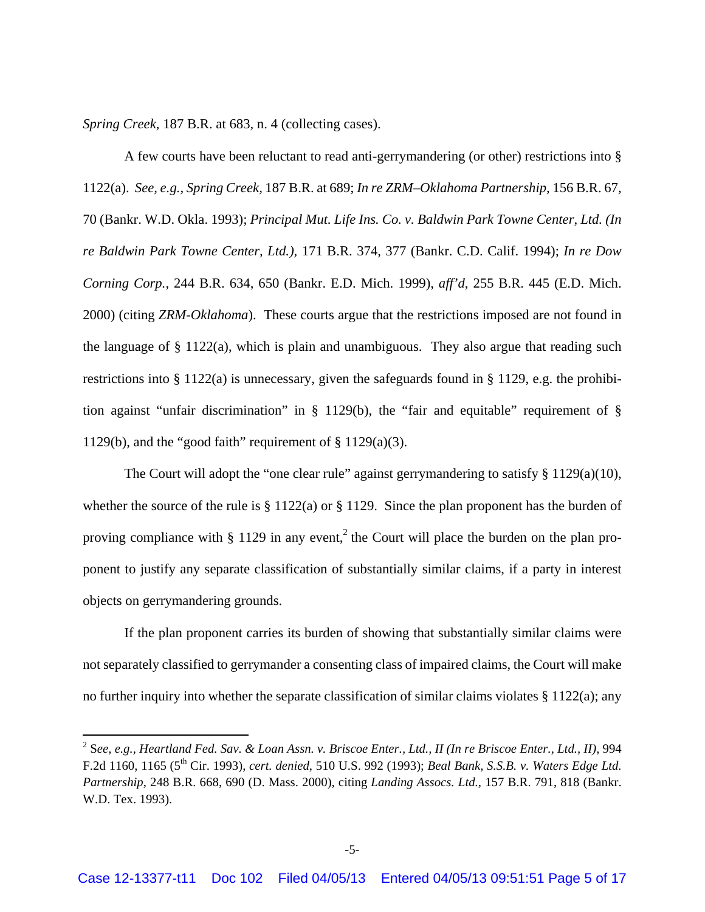*Spring Creek*, 187 B.R. at 683, n. 4 (collecting cases).

A few courts have been reluctant to read anti-gerrymandering (or other) restrictions into § 1122(a). *See, e.g., Spring Creek*, 187 B.R. at 689; *In re ZRM–Oklahoma Partnership*, 156 B.R. 67, 70 (Bankr. W.D. Okla. 1993); *Principal Mut. Life Ins. Co. v. Baldwin Park Towne Center, Ltd. (In re Baldwin Park Towne Center, Ltd.)*, 171 B.R. 374, 377 (Bankr. C.D. Calif. 1994); *In re Dow Corning Corp.*, 244 B.R. 634, 650 (Bankr. E.D. Mich. 1999), *aff'd*, 255 B.R. 445 (E.D. Mich. 2000) (citing *ZRM-Oklahoma*). These courts argue that the restrictions imposed are not found in the language of § 1122(a), which is plain and unambiguous. They also argue that reading such restrictions into § 1122(a) is unnecessary, given the safeguards found in § 1129, e.g. the prohibition against "unfair discrimination" in § 1129(b), the "fair and equitable" requirement of § 1129(b), and the "good faith" requirement of § 1129(a)(3).

The Court will adopt the "one clear rule" against gerrymandering to satisfy § 1129(a)(10), whether the source of the rule is § 1122(a) or § 1129. Since the plan proponent has the burden of proving compliance with § 1129 in any event,[2] the Court will place the burden on the plan proponent to justify any separate classification of substantially similar claims, if a party in interest objects on gerrymandering grounds.

If the plan proponent carries its burden of showing that substantially similar claims were not separately classified to gerrymander a consenting class of impaired claims, the Court will make no further inquiry into whether the separate classification of similar claims violates § 1122(a); any

---

[2] S*ee, e.g., Heartland Fed. Sav. & Loan Assn. v. Briscoe Enter., Ltd., II (In re Briscoe Enter., Ltd., II)*, 994 F.2d 1160, 1165 (5th Cir. 1993), *cert. denied*, 510 U.S. 992 (1993); *Beal Bank, S.S.B. v. Waters Edge Ltd. Partnership*, 248 B.R. 668, 690 (D. Mass. 2000), citing *Landing Assocs. Ltd.*, 157 B.R. 791, 818 (Bankr. W.D. Tex. 1993).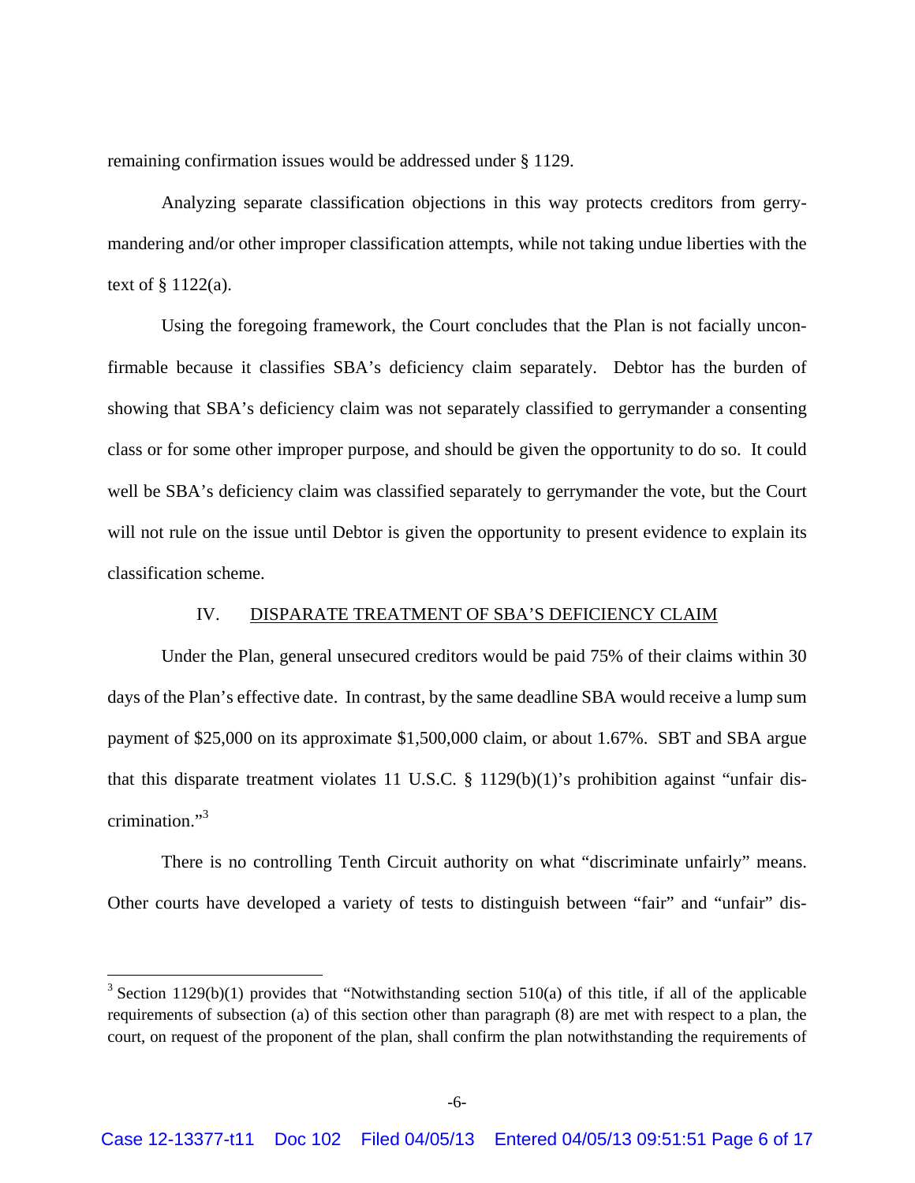remaining confirmation issues would be addressed under § 1129.

Analyzing separate classification objections in this way protects creditors from gerrymandering and/or other improper classification attempts, while not taking undue liberties with the text of § 1122(a).

Using the foregoing framework, the Court concludes that the Plan is not facially unconfirmable because it classifies SBA's deficiency claim separately. Debtor has the burden of showing that SBA's deficiency claim was not separately classified to gerrymander a consenting class or for some other improper purpose, and should be given the opportunity to do so. It could well be SBA's deficiency claim was classified separately to gerrymander the vote, but the Court will not rule on the issue until Debtor is given the opportunity to present evidence to explain its classification scheme.

## IV. DISPARATE TREATMENT OF SBA'S DEFICIENCY CLAIM

Under the Plan, general unsecured creditors would be paid 75% of their claims within 30 days of the Plan's effective date. In contrast, by the same deadline SBA would receive a lump sum payment of $25,000 on its approximate $1,500,000 claim, or about 1.67%. SBT and SBA argue that this disparate treatment violates 11 U.S.C. § 1129(b)(1)'s prohibition against "unfair discrimination."[3]

There is no controlling Tenth Circuit authority on what "discriminate unfairly" means. Other courts have developed a variety of tests to distinguish between "fair" and "unfair" dis-

[3] Section 1129(b)(1) provides that "Notwithstanding section 510(a) of this title, if all of the applicable requirements of subsection (a) of this section other than paragraph (8) are met with respect to a plan, the court, on request of the proponent of the plan, shall confirm the plan notwithstanding the requirements of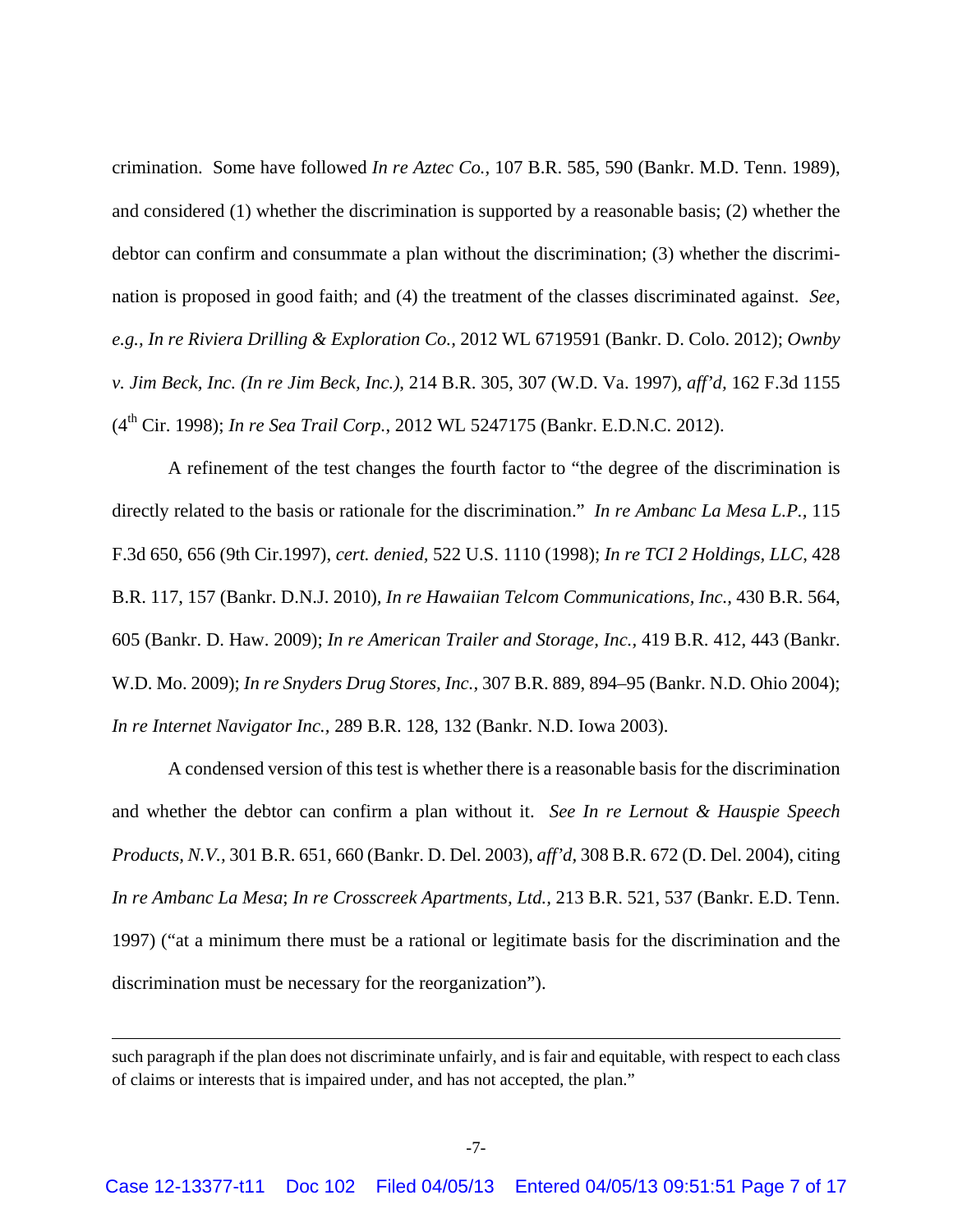crimination. Some have followed *In re Aztec Co.,* 107 B.R. 585, 590 (Bankr. M.D. Tenn. 1989), and considered (1) whether the discrimination is supported by a reasonable basis; (2) whether the debtor can confirm and consummate a plan without the discrimination; (3) whether the discrimination is proposed in good faith; and (4) the treatment of the classes discriminated against. *See, e.g., In re Riviera Drilling & Exploration Co.,* 2012 WL 6719591 (Bankr. D. Colo. 2012); *Ownby v. Jim Beck, Inc. (In re Jim Beck, Inc.),* 214 B.R. 305, 307 (W.D. Va. 1997), *aff'd,* 162 F.3d 1155 (4th Cir. 1998); *In re Sea Trail Corp.*, 2012 WL 5247175 (Bankr. E.D.N.C. 2012).

A refinement of the test changes the fourth factor to "the degree of the discrimination is directly related to the basis or rationale for the discrimination." *In re Ambanc La Mesa L.P.,* 115 F.3d 650, 656 (9th Cir.1997), *cert. denied,* 522 U.S. 1110 (1998); *In re TCI 2 Holdings, LLC,* 428 B.R. 117, 157 (Bankr. D.N.J. 2010), *In re Hawaiian Telcom Communications, Inc.,* 430 B.R. 564, 605 (Bankr. D. Haw. 2009); *In re American Trailer and Storage, Inc.,* 419 B.R. 412, 443 (Bankr. W.D. Mo. 2009); *In re Snyders Drug Stores, Inc.*, 307 B.R. 889, 894–95 (Bankr. N.D. Ohio 2004); *In re Internet Navigator Inc.*, 289 B.R. 128, 132 (Bankr. N.D. Iowa 2003).

A condensed version of this test is whether there is a reasonable basis for the discrimination and whether the debtor can confirm a plan without it. *See In re Lernout & Hauspie Speech Products, N.V.,* 301 B.R. 651, 660 (Bankr. D. Del. 2003), *aff'd*, 308 B.R. 672 (D. Del. 2004), citing *In re Ambanc La Mesa*; *In re Crosscreek Apartments, Ltd.*, 213 B.R. 521, 537 (Bankr. E.D. Tenn. 1997) ("at a minimum there must be a rational or legitimate basis for the discrimination and the discrimination must be necessary for the reorganization").

---

such paragraph if the plan does not discriminate unfairly, and is fair and equitable, with respect to each class of claims or interests that is impaired under, and has not accepted, the plan."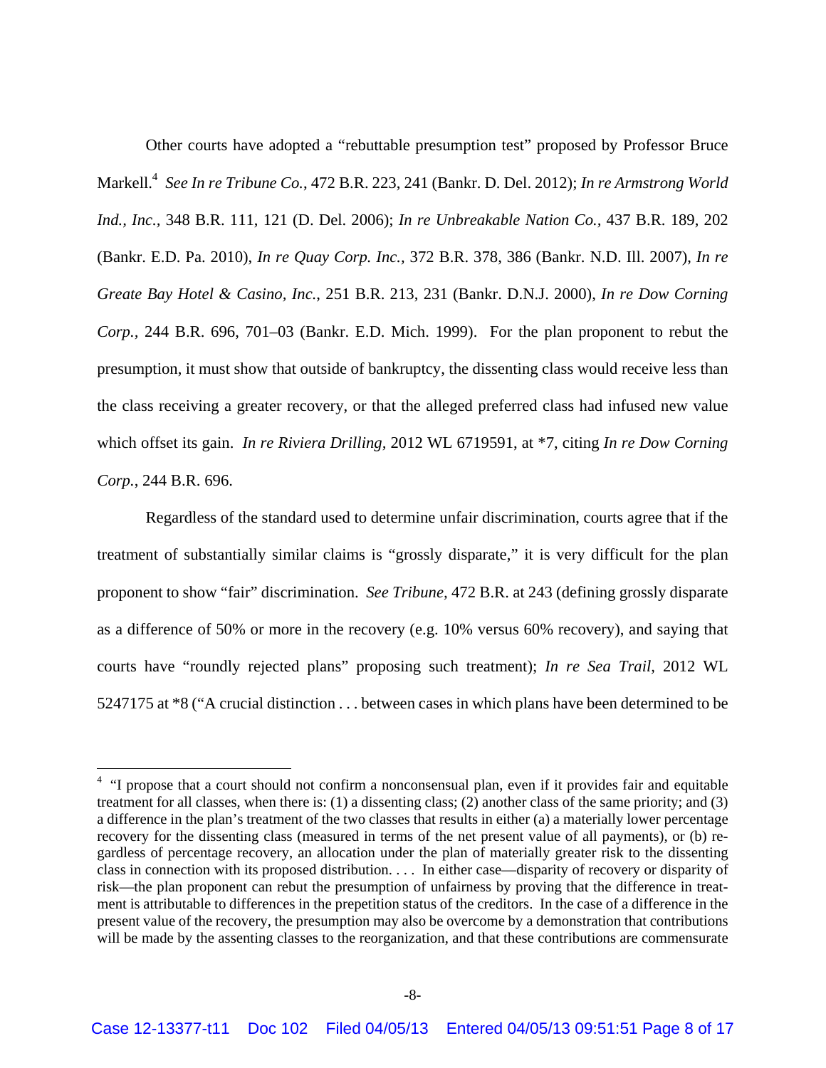Other courts have adopted a "rebuttable presumption test" proposed by Professor Bruce Markell.[4] *See In re Tribune Co.*, 472 B.R. 223, 241 (Bankr. D. Del. 2012); *In re Armstrong World Ind., Inc.*, 348 B.R. 111, 121 (D. Del. 2006); *In re Unbreakable Nation Co.*, 437 B.R. 189, 202 (Bankr. E.D. Pa. 2010), *In re Quay Corp. Inc.*, 372 B.R. 378, 386 (Bankr. N.D. Ill. 2007), *In re Greate Bay Hotel & Casino, Inc.*, 251 B.R. 213, 231 (Bankr. D.N.J. 2000), *In re Dow Corning Corp.*, 244 B.R. 696, 701–03 (Bankr. E.D. Mich. 1999). For the plan proponent to rebut the presumption, it must show that outside of bankruptcy, the dissenting class would receive less than the class receiving a greater recovery, or that the alleged preferred class had infused new value which offset its gain. *In re Riviera Drilling*, 2012 WL 6719591, at *7, citing *In re Dow Corning Corp.*, 244 B.R. 696.

Regardless of the standard used to determine unfair discrimination, courts agree that if the treatment of substantially similar claims is "grossly disparate," it is very difficult for the plan proponent to show "fair" discrimination. *See Tribune*, 472 B.R. at 243 (defining grossly disparate as a difference of 50% or more in the recovery (e.g. 10% versus 60% recovery), and saying that courts have "roundly rejected plans" proposing such treatment); *In re Sea Trail*, 2012 WL 5247175 at *8 ("A crucial distinction . . . between cases in which plans have been determined to be

---

[4] "I propose that a court should not confirm a nonconsensual plan, even if it provides fair and equitable treatment for all classes, when there is: (1) a dissenting class; (2) another class of the same priority; and (3) a difference in the plan's treatment of the two classes that results in either (a) a materially lower percentage recovery for the dissenting class (measured in terms of the net present value of all payments), or (b) regardless of percentage recovery, an allocation under the plan of materially greater risk to the dissenting class in connection with its proposed distribution. . . . In either case—disparity of recovery or disparity of risk—the plan proponent can rebut the presumption of unfairness by proving that the difference in treatment is attributable to differences in the prepetition status of the creditors. In the case of a difference in the present value of the recovery, the presumption may also be overcome by a demonstration that contributions will be made by the assenting classes to the reorganization, and that these contributions are commensurate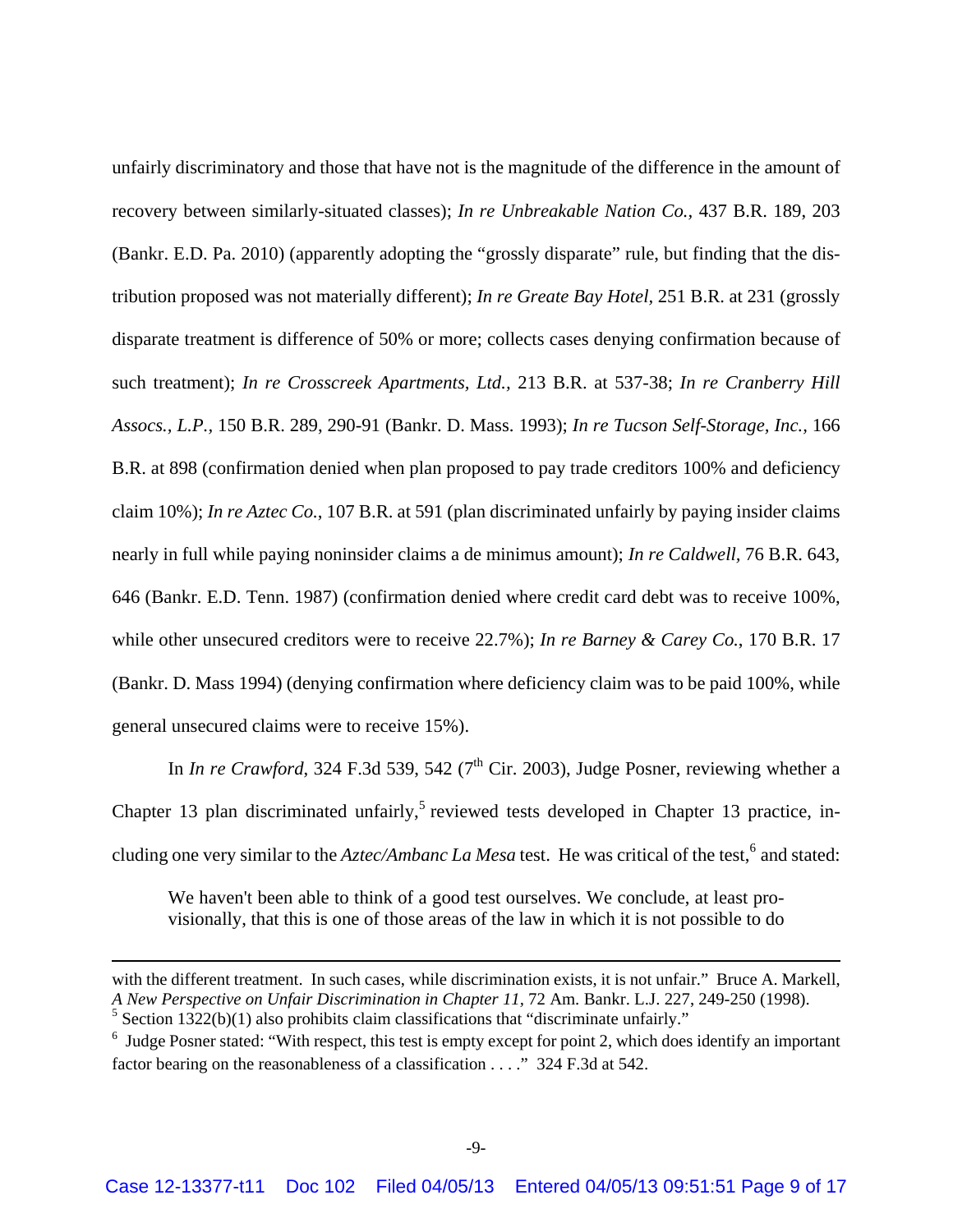unfairly discriminatory and those that have not is the magnitude of the difference in the amount of recovery between similarly-situated classes); *In re Unbreakable Nation Co.*, 437 B.R. 189, 203 (Bankr. E.D. Pa. 2010) (apparently adopting the "grossly disparate" rule, but finding that the distribution proposed was not materially different); *In re Greate Bay Hotel*, 251 B.R. at 231 (grossly disparate treatment is difference of 50% or more; collects cases denying confirmation because of such treatment); *In re Crosscreek Apartments, Ltd.*, 213 B.R. at 537-38; *In re Cranberry Hill Assocs., L.P.*, 150 B.R. 289, 290-91 (Bankr. D. Mass. 1993); *In re Tucson Self-Storage, Inc.*, 166 B.R. at 898 (confirmation denied when plan proposed to pay trade creditors 100% and deficiency claim 10%); *In re Aztec Co.*, 107 B.R. at 591 (plan discriminated unfairly by paying insider claims nearly in full while paying noninsider claims a de minimus amount); *In re Caldwell*, 76 B.R. 643, 646 (Bankr. E.D. Tenn. 1987) (confirmation denied where credit card debt was to receive 100%, while other unsecured creditors were to receive 22.7%); *In re Barney & Carey Co.*, 170 B.R. 17 (Bankr. D. Mass 1994) (denying confirmation where deficiency claim was to be paid 100%, while general unsecured claims were to receive 15%).

In *In re Crawford*, 324 F.3d 539, 542 (7th Cir. 2003), Judge Posner, reviewing whether a Chapter 13 plan discriminated unfairly,[5] reviewed tests developed in Chapter 13 practice, including one very similar to the *Aztec/Ambanc La Mesa* test. He was critical of the test,[6] and stated:

> We haven't been able to think of a good test ourselves. We conclude, at least provisionally, that this is one of those areas of the law in which it is not possible to do

---

with the different treatment. In such cases, while discrimination exists, it is not unfair." Bruce A. Markell, *A New Perspective on Unfair Discrimination in Chapter 11*, 72 Am. Bankr. L.J. 227, 249-250 (1998).

[5] Section 1322(b)(1) also prohibits claim classifications that "discriminate unfairly."

[6] Judge Posner stated: "With respect, this test is empty except for point 2, which does identify an important factor bearing on the reasonableness of a classification . . . ." 324 F.3d at 542.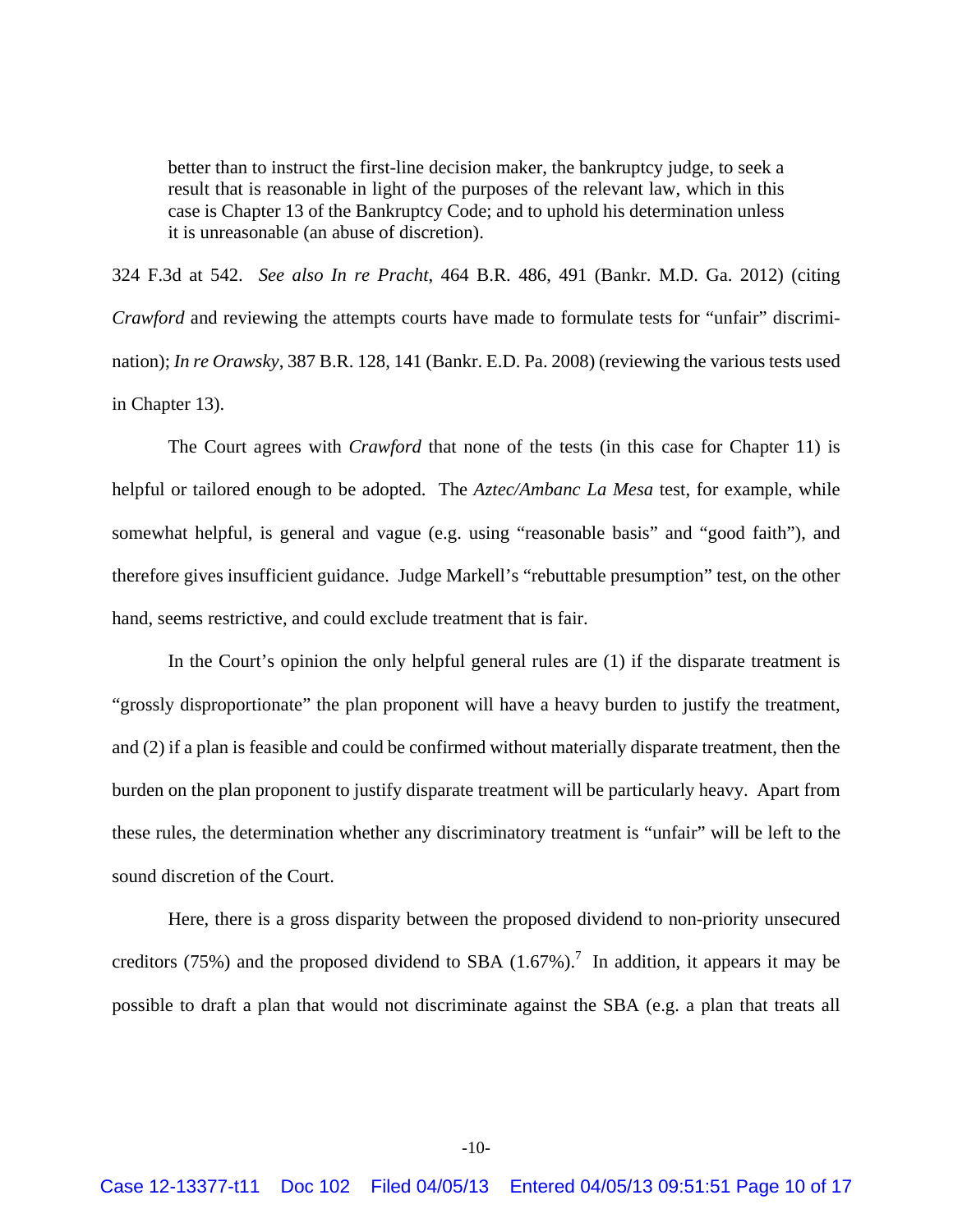> better than to instruct the first-line decision maker, the bankruptcy judge, to seek a result that is reasonable in light of the purposes of the relevant law, which in this case is Chapter 13 of the Bankruptcy Code; and to uphold his determination unless it is unreasonable (an abuse of discretion).

324 F.3d at 542. *See also In re Pracht*, 464 B.R. 486, 491 (Bankr. M.D. Ga. 2012) (citing *Crawford* and reviewing the attempts courts have made to formulate tests for "unfair" discrimination); *In re Orawsky*, 387 B.R. 128, 141 (Bankr. E.D. Pa. 2008) (reviewing the various tests used in Chapter 13).

The Court agrees with *Crawford* that none of the tests (in this case for Chapter 11) is helpful or tailored enough to be adopted. The *Aztec/Ambanc La Mesa* test, for example, while somewhat helpful, is general and vague (e.g. using "reasonable basis" and "good faith"), and therefore gives insufficient guidance. Judge Markell's "rebuttable presumption" test, on the other hand, seems restrictive, and could exclude treatment that is fair.

In the Court's opinion the only helpful general rules are (1) if the disparate treatment is "grossly disproportionate" the plan proponent will have a heavy burden to justify the treatment, and (2) if a plan is feasible and could be confirmed without materially disparate treatment, then the burden on the plan proponent to justify disparate treatment will be particularly heavy. Apart from these rules, the determination whether any discriminatory treatment is "unfair" will be left to the sound discretion of the Court.

Here, there is a gross disparity between the proposed dividend to non-priority unsecured creditors (75%) and the proposed dividend to SBA (1.67%).[7] In addition, it appears it may be possible to draft a plan that would not discriminate against the SBA (e.g. a plan that treats all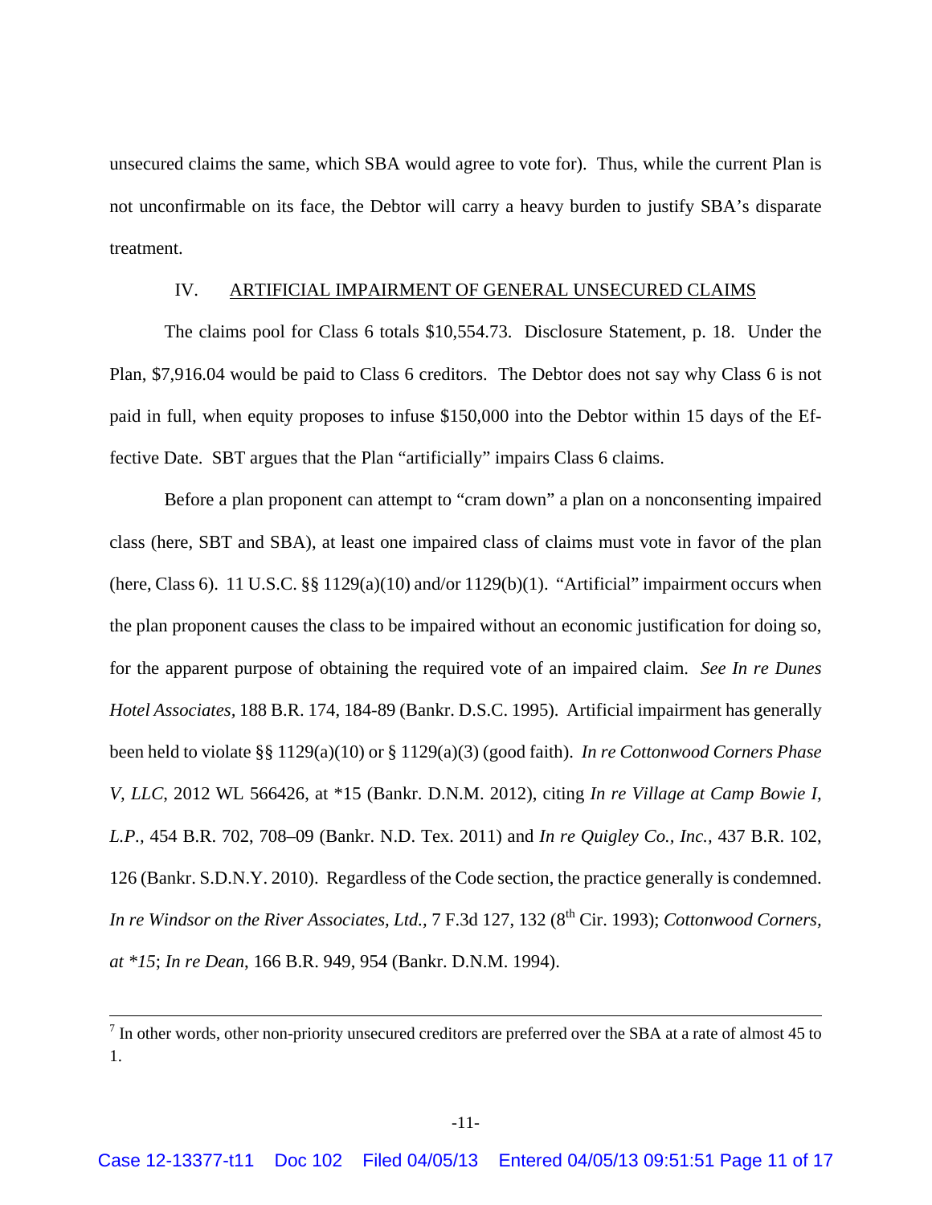unsecured claims the same, which SBA would agree to vote for). Thus, while the current Plan is not unconfirmable on its face, the Debtor will carry a heavy burden to justify SBA's disparate treatment.

## IV. ARTIFICIAL IMPAIRMENT OF GENERAL UNSECURED CLAIMS

The claims pool for Class 6 totals $10,554.73. Disclosure Statement, p. 18. Under the Plan, $7,916.04 would be paid to Class 6 creditors. The Debtor does not say why Class 6 is not paid in full, when equity proposes to infuse $150,000 into the Debtor within 15 days of the Effective Date. SBT argues that the Plan "artificially" impairs Class 6 claims.

Before a plan proponent can attempt to "cram down" a plan on a nonconsenting impaired class (here, SBT and SBA), at least one impaired class of claims must vote in favor of the plan (here, Class 6). 11 U.S.C. §§ 1129(a)(10) and/or 1129(b)(1). "Artificial" impairment occurs when the plan proponent causes the class to be impaired without an economic justification for doing so, for the apparent purpose of obtaining the required vote of an impaired claim. *See In re Dunes Hotel Associates*, 188 B.R. 174, 184-89 (Bankr. D.S.C. 1995). Artificial impairment has generally been held to violate §§ 1129(a)(10) or § 1129(a)(3) (good faith). *In re Cottonwood Corners Phase V, LLC*, 2012 WL 566426, at *15 (Bankr. D.N.M. 2012), citing *In re Village at Camp Bowie I, L.P.*, 454 B.R. 702, 708–09 (Bankr. N.D. Tex. 2011) and *In re Quigley Co., Inc.*, 437 B.R. 102, 126 (Bankr. S.D.N.Y. 2010). Regardless of the Code section, the practice generally is condemned. *In re Windsor on the River Associates, Ltd.*, 7 F.3d 127, 132 (8th Cir. 1993); *Cottonwood Corners, at *15*; *In re Dean*, 166 B.R. 949, 954 (Bankr. D.N.M. 1994).

---

[7] In other words, other non-priority unsecured creditors are preferred over the SBA at a rate of almost 45 to 1.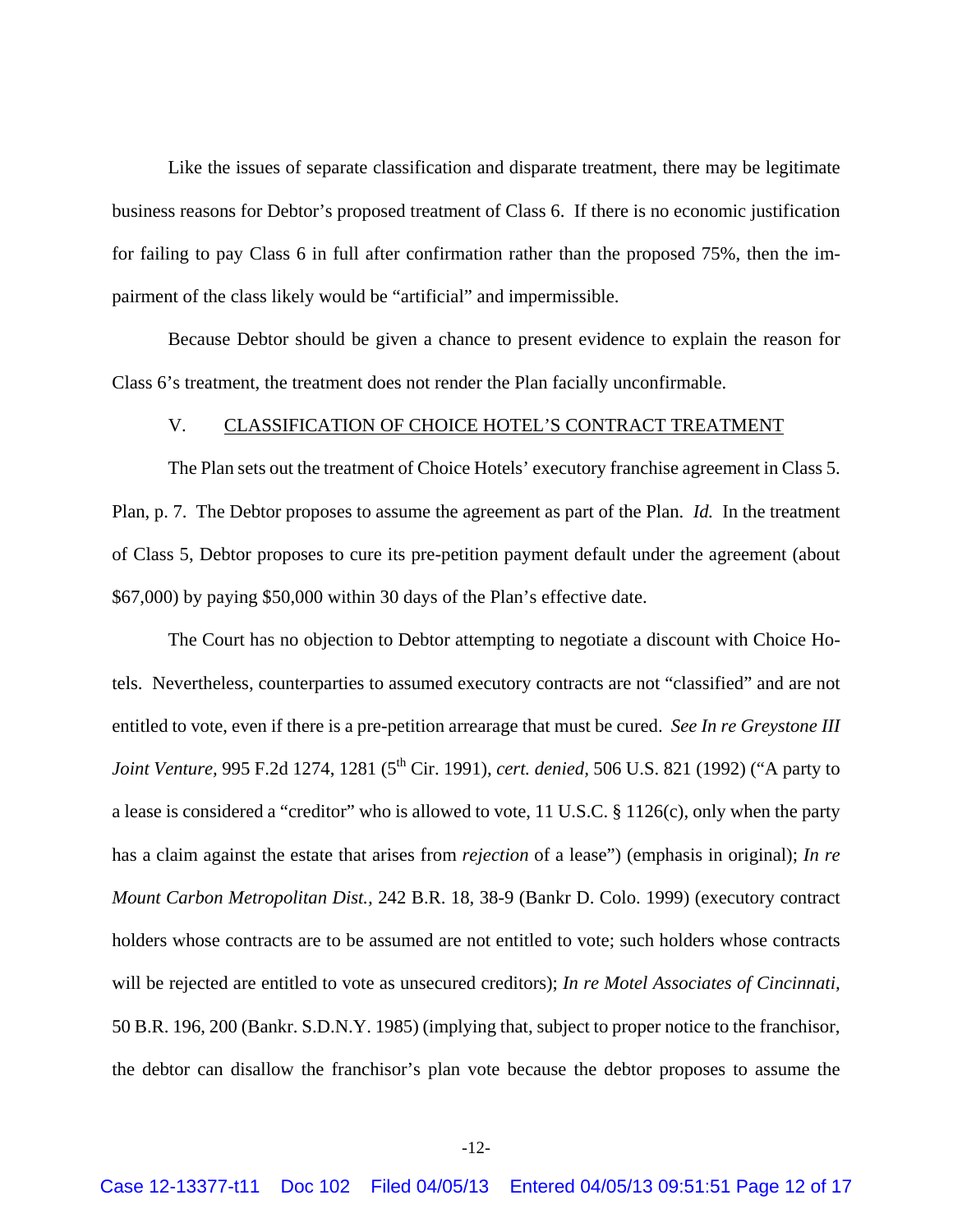Like the issues of separate classification and disparate treatment, there may be legitimate business reasons for Debtor's proposed treatment of Class 6. If there is no economic justification for failing to pay Class 6 in full after confirmation rather than the proposed 75%, then the impairment of the class likely would be "artificial" and impermissible.

Because Debtor should be given a chance to present evidence to explain the reason for Class 6's treatment, the treatment does not render the Plan facially unconfirmable.

V. CLASSIFICATION OF CHOICE HOTEL'S CONTRACT TREATMENT

The Plan sets out the treatment of Choice Hotels' executory franchise agreement in Class 5. Plan, p. 7. The Debtor proposes to assume the agreement as part of the Plan. *Id.* In the treatment of Class 5, Debtor proposes to cure its pre-petition payment default under the agreement (about $67,000) by paying $50,000 within 30 days of the Plan's effective date.

The Court has no objection to Debtor attempting to negotiate a discount with Choice Hotels. Nevertheless, counterparties to assumed executory contracts are not "classified" and are not entitled to vote, even if there is a pre-petition arrearage that must be cured. *See In re Greystone III Joint Venture,* 995 F.2d 1274, 1281 (5th Cir. 1991), *cert. denied*, 506 U.S. 821 (1992) ("A party to a lease is considered a "creditor" who is allowed to vote, 11 U.S.C. § 1126(c), only when the party has a claim against the estate that arises from *rejection* of a lease") (emphasis in original); *In re Mount Carbon Metropolitan Dist.*, 242 B.R. 18, 38-9 (Bankr D. Colo. 1999) (executory contract holders whose contracts are to be assumed are not entitled to vote; such holders whose contracts will be rejected are entitled to vote as unsecured creditors); *In re Motel Associates of Cincinnati*, 50 B.R. 196, 200 (Bankr. S.D.N.Y. 1985) (implying that, subject to proper notice to the franchisor, the debtor can disallow the franchisor's plan vote because the debtor proposes to assume the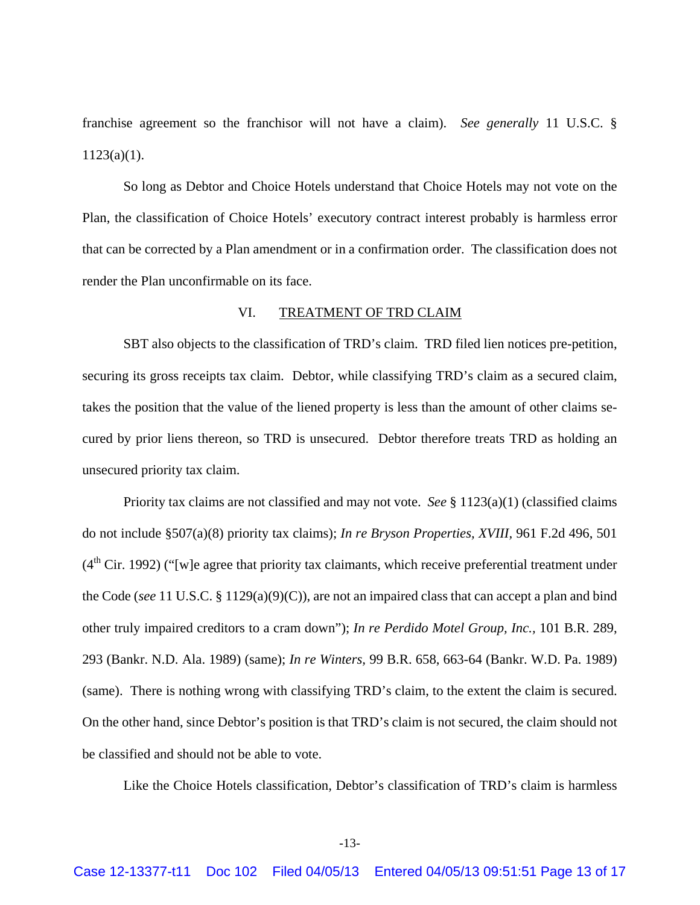franchise agreement so the franchisor will not have a claim). *See generally* 11 U.S.C. § 1123(a)(1).

So long as Debtor and Choice Hotels understand that Choice Hotels may not vote on the Plan, the classification of Choice Hotels' executory contract interest probably is harmless error that can be corrected by a Plan amendment or in a confirmation order. The classification does not render the Plan unconfirmable on its face.

## VI. TREATMENT OF TRD CLAIM

SBT also objects to the classification of TRD's claim. TRD filed lien notices pre-petition, securing its gross receipts tax claim. Debtor, while classifying TRD's claim as a secured claim, takes the position that the value of the liened property is less than the amount of other claims secured by prior liens thereon, so TRD is unsecured. Debtor therefore treats TRD as holding an unsecured priority tax claim.

Priority tax claims are not classified and may not vote. *See* § 1123(a)(1) (classified claims do not include §507(a)(8) priority tax claims); *In re Bryson Properties, XVIII*, 961 F.2d 496, 501 (4th Cir. 1992) ("[w]e agree that priority tax claimants, which receive preferential treatment under the Code (*see* 11 U.S.C. § 1129(a)(9)(C)), are not an impaired class that can accept a plan and bind other truly impaired creditors to a cram down"); *In re Perdido Motel Group, Inc.*, 101 B.R. 289, 293 (Bankr. N.D. Ala. 1989) (same); *In re Winters*, 99 B.R. 658, 663-64 (Bankr. W.D. Pa. 1989) (same). There is nothing wrong with classifying TRD's claim, to the extent the claim is secured. On the other hand, since Debtor's position is that TRD's claim is not secured, the claim should not be classified and should not be able to vote.

Like the Choice Hotels classification, Debtor's classification of TRD's claim is harmless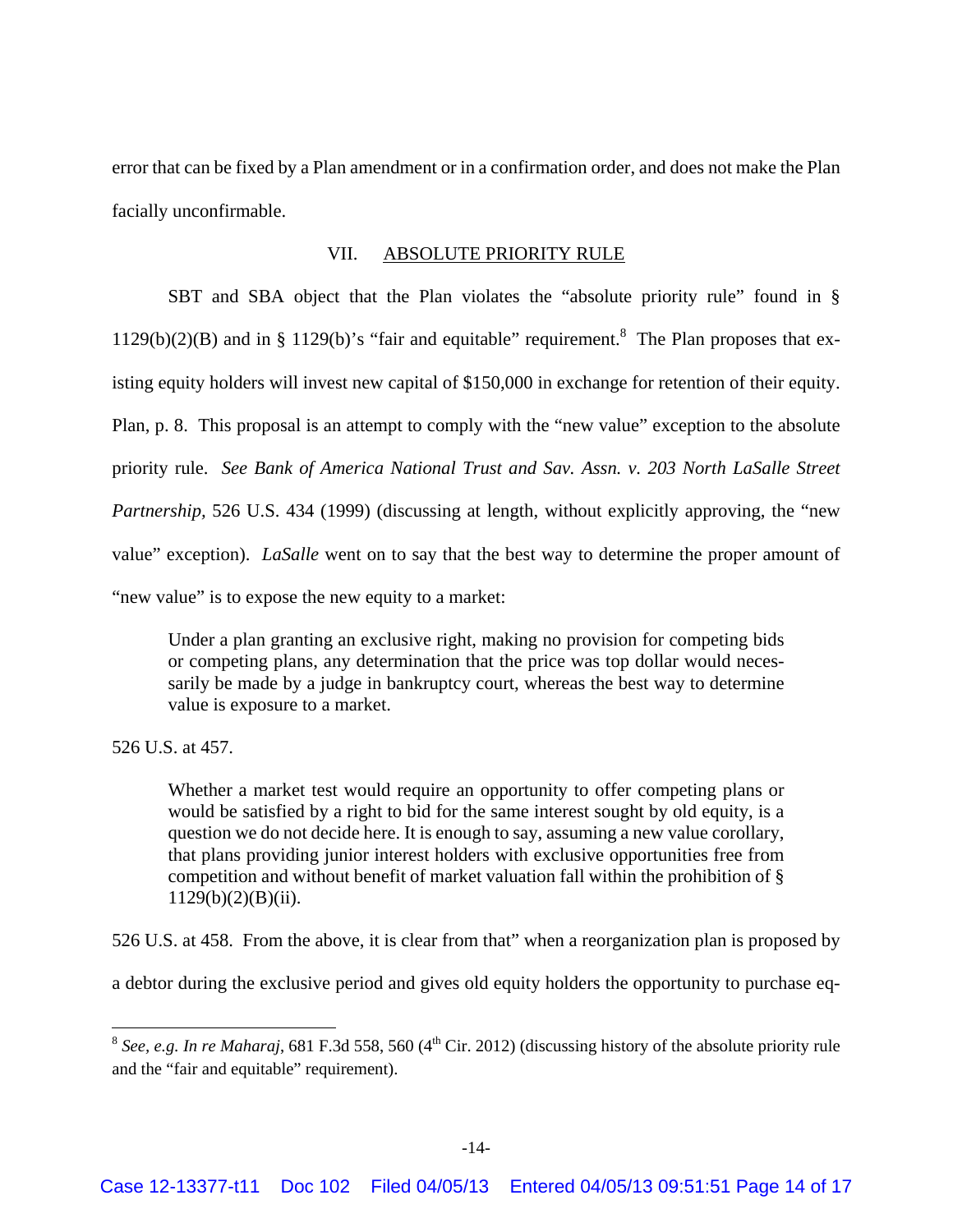error that can be fixed by a Plan amendment or in a confirmation order, and does not make the Plan facially unconfirmable.

## VII. ABSOLUTE PRIORITY RULE

SBT and SBA object that the Plan violates the "absolute priority rule" found in § 1129(b)(2)(B) and in § 1129(b)'s "fair and equitable" requirement.[8] The Plan proposes that existing equity holders will invest new capital of $150,000 in exchange for retention of their equity. Plan, p. 8. This proposal is an attempt to comply with the "new value" exception to the absolute priority rule. *See Bank of America National Trust and Sav. Assn. v. 203 North LaSalle Street Partnership,* 526 U.S. 434 (1999) (discussing at length, without explicitly approving, the "new value" exception). *LaSalle* went on to say that the best way to determine the proper amount of "new value" is to expose the new equity to a market:

> Under a plan granting an exclusive right, making no provision for competing bids or competing plans, any determination that the price was top dollar would necessarily be made by a judge in bankruptcy court, whereas the best way to determine value is exposure to a market.

526 U.S. at 457.

> Whether a market test would require an opportunity to offer competing plans or would be satisfied by a right to bid for the same interest sought by old equity, is a question we do not decide here. It is enough to say, assuming a new value corollary, that plans providing junior interest holders with exclusive opportunities free from competition and without benefit of market valuation fall within the prohibition of § 1129(b)(2)(B)(ii).

526 U.S. at 458. From the above, it is clear from that" when a reorganization plan is proposed by a debtor during the exclusive period and gives old equity holders the opportunity to purchase eq-

---

[8] *See, e.g. In re Maharaj,* 681 F.3d 558, 560 (4th Cir. 2012) (discussing history of the absolute priority rule and the "fair and equitable" requirement).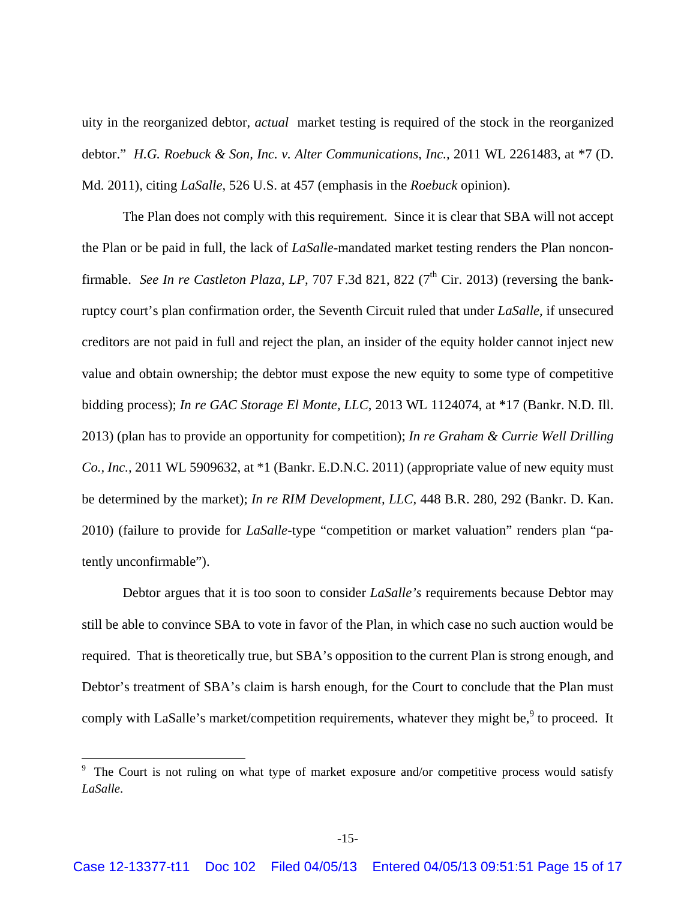uity in the reorganized debtor, *actual* market testing is required of the stock in the reorganized debtor." *H.G. Roebuck & Son, Inc. v. Alter Communications, Inc.,* 2011 WL 2261483, at *7 (D. Md. 2011), citing *LaSalle*, 526 U.S. at 457 (emphasis in the *Roebuck* opinion).

The Plan does not comply with this requirement. Since it is clear that SBA will not accept the Plan or be paid in full, the lack of *LaSalle*-mandated market testing renders the Plan nonconfirmable. *See In re Castleton Plaza, LP,* 707 F.3d 821, 822 (7th Cir. 2013) (reversing the bankruptcy court's plan confirmation order, the Seventh Circuit ruled that under *LaSalle,* if unsecured creditors are not paid in full and reject the plan, an insider of the equity holder cannot inject new value and obtain ownership; the debtor must expose the new equity to some type of competitive bidding process); *In re GAC Storage El Monte, LLC*, 2013 WL 1124074, at *17 (Bankr. N.D. Ill. 2013) (plan has to provide an opportunity for competition); *In re Graham & Currie Well Drilling Co., Inc.*, 2011 WL 5909632, at *1 (Bankr. E.D.N.C. 2011) (appropriate value of new equity must be determined by the market); *In re RIM Development, LLC,* 448 B.R. 280, 292 (Bankr. D. Kan. 2010) (failure to provide for *LaSalle*-type "competition or market valuation" renders plan "patently unconfirmable").

Debtor argues that it is too soon to consider *LaSalle's* requirements because Debtor may still be able to convince SBA to vote in favor of the Plan, in which case no such auction would be required. That is theoretically true, but SBA's opposition to the current Plan is strong enough, and Debtor's treatment of SBA's claim is harsh enough, for the Court to conclude that the Plan must comply with LaSalle's market/competition requirements, whatever they might be,[9] to proceed. It

---

[9] The Court is not ruling on what type of market exposure and/or competitive process would satisfy *LaSalle*.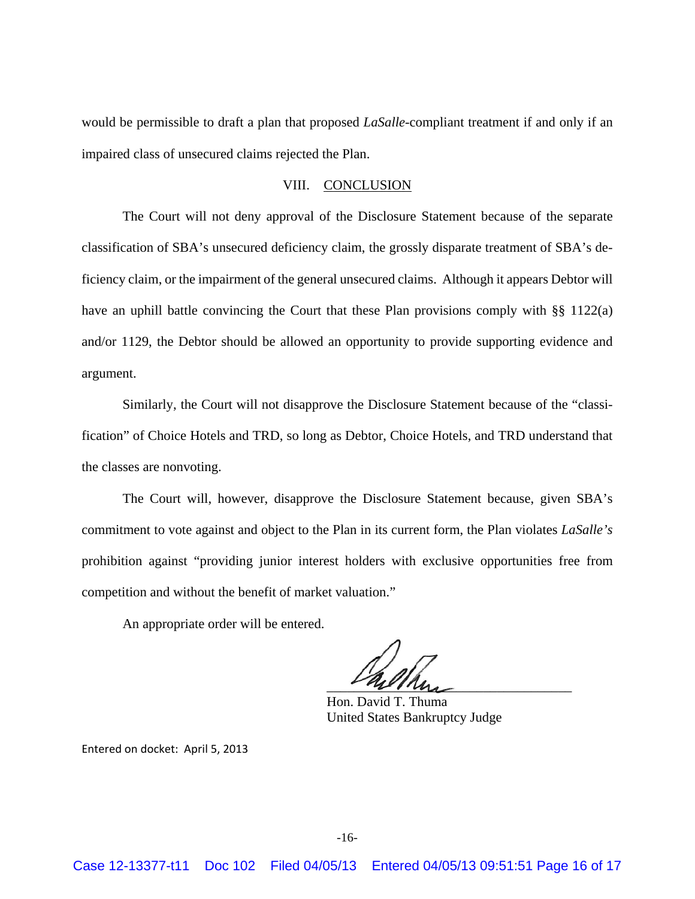would be permissible to draft a plan that proposed *LaSalle*-compliant treatment if and only if an impaired class of unsecured claims rejected the Plan.

## VIII. CONCLUSION

The Court will not deny approval of the Disclosure Statement because of the separate classification of SBA's unsecured deficiency claim, the grossly disparate treatment of SBA's deficiency claim, or the impairment of the general unsecured claims. Although it appears Debtor will have an uphill battle convincing the Court that these Plan provisions comply with §§ 1122(a) and/or 1129, the Debtor should be allowed an opportunity to provide supporting evidence and argument.

Similarly, the Court will not disapprove the Disclosure Statement because of the "classification" of Choice Hotels and TRD, so long as Debtor, Choice Hotels, and TRD understand that the classes are nonvoting.

The Court will, however, disapprove the Disclosure Statement because, given SBA's commitment to vote against and object to the Plan in its current form, the Plan violates *LaSalle's* prohibition against "providing junior interest holders with exclusive opportunities free from competition and without the benefit of market valuation."

An appropriate order will be entered.

Hon. David T. Thuma
United States Bankruptcy Judge

Entered on docket: April 5, 2013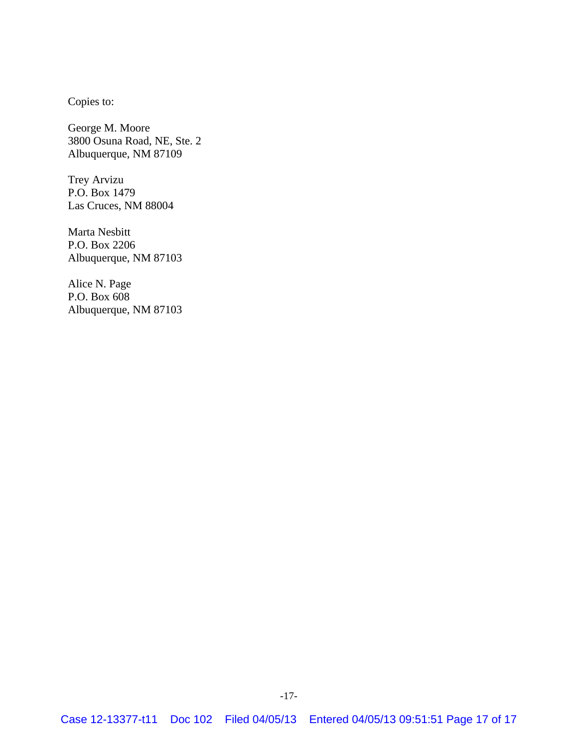Copies to:

George M. Moore
3800 Osuna Road, NE, Ste. 2
Albuquerque, NM 87109

Trey Arvizu
P.O. Box 1479
Las Cruces, NM 88004

Marta Nesbitt
P.O. Box 2206
Albuquerque, NM 87103

Alice N. Page
P.O. Box 608
Albuquerque, NM 87103